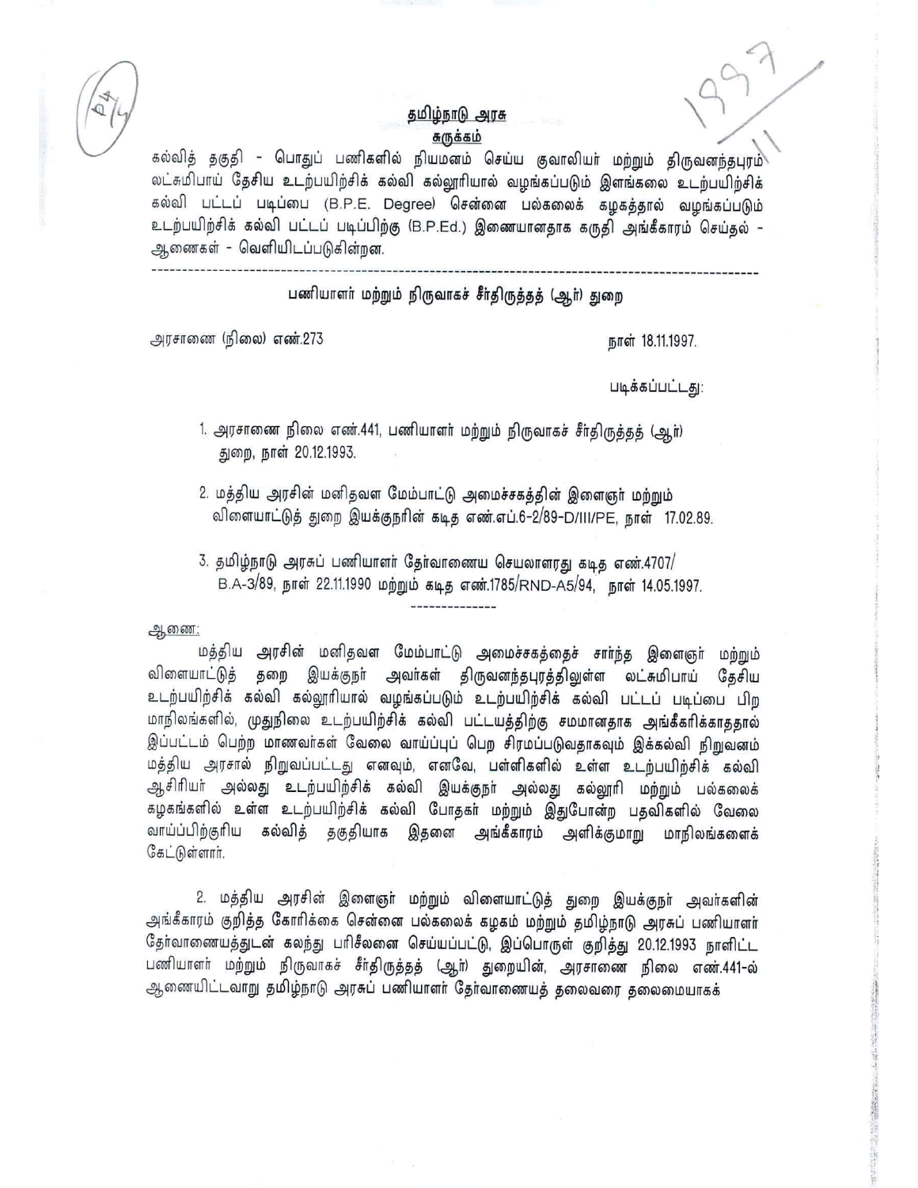**தமிழ்நாடு அரசு**

**சுருக்கம்**

கல்வித் தகுதி - பொதுப் பணிகளில் நியமனம் செய்ய குவாலியர் மற்றும் திருவனந்தபுரம் லட்சுமிபாய் தேசிய உடற்பயிற்சிக் கல்வி கல்லூரியால் வழங்கப்படும் இளங்கலை உடற்பயிற்சிக் கல்வி பட்டப் படிப்பை (B.P.E. Degree) சென்னை பல்கலைக் கழகத்தால் வழங்கப்படும் உடற்பயிற்சிக் கல்வி பட்டப் படிப்பிற்கு (B.P.Ed.) இணையானதாக கருதி அங்கீகாரம் செய்தல் - ஆணைகள் - வெளியிடப்படுகின்றன.

---

பணியாளர் மற்றும் நிருவாகச் சீர்திருத்தத் (ஆர்) துறை

அரசாணை (நிலை) எண்.273 நாள் 18.11.1997.

படிக்கப்பட்டது:

1. அரசாணை நிலை எண்.441, பணியாளர் மற்றும் நிருவாகச் சீர்திருத்தத் (ஆர்) துறை, நாள் 20.12.1993.
2. மத்திய அரசின் மனிதவள மேம்பாட்டு அமைச்சகத்தின் இளைஞர் மற்றும் விளையாட்டுத் துறை இயக்குநரின் கடித எண்.எப்.6-2/89-D/III/PE, நாள் 17.02.89.
3. தமிழ்நாடு அரசுப் பணியாளர் தேர்வாணைய செயலாளரது கடித எண்.4707/ B.A-3/89, நாள் 22.11.1990 மற்றும் கடித எண்.1785/RND-A5/94, நாள் 14.05.1997.

---

ஆணை:

மத்திய அரசின் மனிதவள மேம்பாட்டு அமைச்சகத்தைச் சார்ந்த இளைஞர் மற்றும் விளையாட்டுத் தறை இயக்குநர் அவர்கள் திருவனந்தபுரத்திலுள்ள லட்சுமிபாய் தேசிய உடற்பயிற்சிக் கல்வி கல்லூரியால் வழங்கப்படும் உடற்பயிற்சிக் கல்வி பட்டப் படிப்பை பிற மாநிலங்களில், முதுநிலை உடற்பயிற்சிக் கல்வி பட்டயத்திற்கு சமமானதாக அங்கீகரிக்காததால் இப்பட்டம் பெற்ற மாணவர்கள் வேலை வாய்ப்புப் பெற சிரமப்படுவதாகவும் இக்கல்வி நிறுவனம் மத்திய அரசால் நிறுவப்பட்டது எனவும், எனவே, பள்ளிகளில் உள்ள உடற்பயிற்சிக் கல்வி ஆசிரியர் அல்லது உடற்பயிற்சிக் கல்வி இயக்குநர் அல்லது கல்லூரி மற்றும் பல்கலைக் கழகங்களில் உள்ள உடற்பயிற்சிக் கல்வி போதகர் மற்றும் இதுபோன்ற பதவிகளில் வேலை வாய்ப்பிற்குரிய கல்வித் தகுதியாக இதனை அங்கீகாரம் அளிக்குமாறு மாநிலங்களைக் கேட்டுள்ளார்.

2. மத்திய அரசின் இளைஞர் மற்றும் விளையாட்டுத் துறை இயக்குநர் அவர்களின் அங்கீகாரம் குறித்த கோரிக்கை சென்னை பல்கலைக் கழகம் மற்றும் தமிழ்நாடு அரசுப் பணியாளர் தேர்வாணையத்துடன் கலந்து பரிசீலனை செய்யப்பட்டு, இப்பொருள் குறித்து 20.12.1993 நாளிட்ட பணியாளர் மற்றும் நிருவாகச் சீர்திருத்தத் (ஆர்) துறையின், அரசாணை நிலை எண்.441-ல் ஆணையிட்டவாறு தமிழ்நாடு அரசுப் பணியாளர் தேர்வாணையத் தலைவரை தலைமையாகக்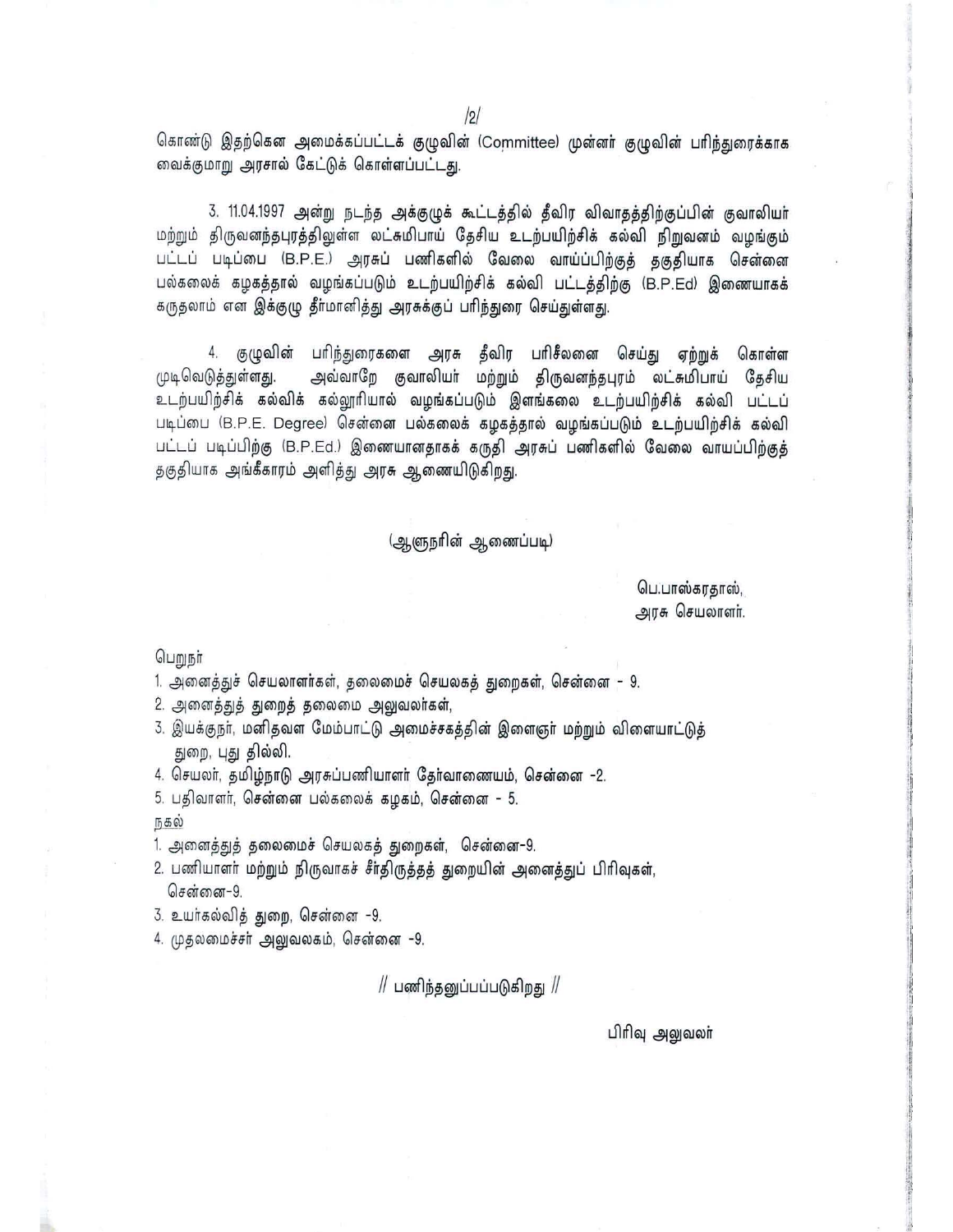கொண்டு இதற்கென அமைக்கப்பட்டக் குழுவின் (Committee) முன்னர் குழுவின் பரிந்துரைக்காக வைக்குமாறு அரசால் கேட்டுக் கொள்ளப்பட்டது.

3. 11.04.1997 அன்று நடந்த அக்குழுக் கூட்டத்தில் தீவிர விவாதத்திற்குப்பின் குவாலியர் மற்றும் திருவனந்தபுரத்திலுள்ள லட்சுமிபாய் தேசிய உடற்பயிற்சிக் கல்வி நிறுவனம் வழங்கும் பட்டப் படிப்பை (B.P.E.) அரசுப் பணிகளில் வேலை வாய்ப்பிற்குத் தகுதியாக சென்னை பல்கலைக் கழகத்தால் வழங்கப்படும் உடற்பயிற்சிக் கல்வி பட்டத்திற்கு (B.P.Ed) இணையாகக் கருதலாம் என இக்குழு தீர்மானித்து அரசுக்குப் பரிந்துரை செய்துள்ளது.

4. குழுவின் பரிந்துரைகளை அரசு தீவிர பரிசீலனை செய்து ஏற்றுக் கொள்ள முடிவெடுத்துள்ளது. அவ்வாறே குவாலியர் மற்றும் திருவனந்தபுரம் லட்சுமிபாய் தேசிய உடற்பயிற்சிக் கல்விக் கல்லூரியால் வழங்கப்படும் இளங்கலை உடற்பயிற்சிக் கல்வி பட்டப் படிப்பை (B.P.E. Degree) சென்னை பல்கலைக் கழகத்தால் வழங்கப்படும் உடற்பயிற்சிக் கல்வி பட்டப் படிப்பிற்கு (B.P.Ed.) இணையானதாகக் கருதி அரசுப் பணிகளில் வேலை வாய்ப்பிற்குத் தகுதியாக அங்கீகாரம் அளித்து அரசு ஆணையிடுகிறது.

(ஆளுநரின் ஆணைப்படி)

பெ.பாஸ்கரதாஸ்,
அரசு செயலாளர்.

பெறுநர்

1. அனைத்துச் செயலாளர்கள், தலைமைச் செயலகத் துறைகள், சென்னை - 9.
2. அனைத்துத் துறைத் தலைமை அலுவலர்கள்,
3. இயக்குநர், மனிதவள மேம்பாட்டு அமைச்சகத்தின் இளைஞர் மற்றும் விளையாட்டுத் துறை, புது தில்லி.
4. செயலர், தமிழ்நாடு அரசுப்பணியாளர் தேர்வாணையம், சென்னை -2.
5. பதிவாளர், சென்னை பல்கலைக் கழகம், சென்னை - 5.

நகல்

1. அனைத்துத் தலைமைச் செயலகத் துறைகள், சென்னை-9.
2. பணியாளர் மற்றும் நிருவாகச் சீர்திருத்தத் துறையின் அனைத்துப் பிரிவுகள், சென்னை-9.
3. உயர்கல்வித் துறை, சென்னை -9.
4. முதலமைச்சர் அலுவலகம், சென்னை -9.

// பணிந்தனுப்பப்படுகிறது //

பிரிவு அலுவலர்